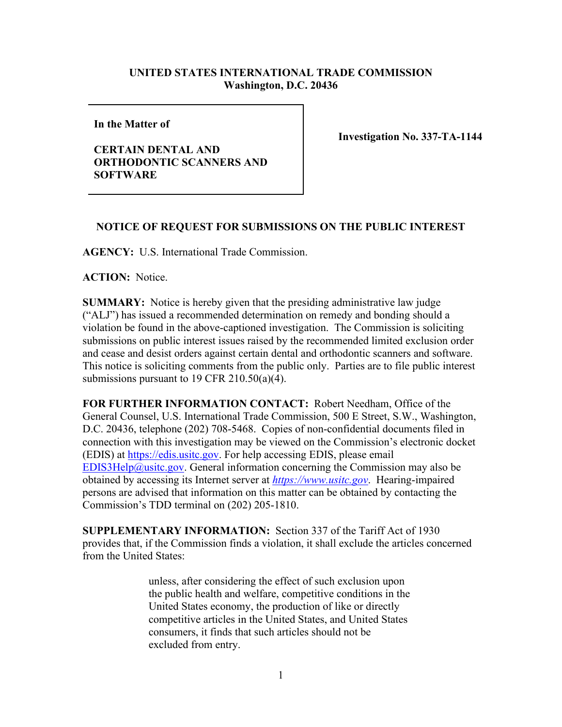**UNITED STATES INTERNATIONAL TRADE COMMISSION**
**Washington, D.C. 20436**

**In the Matter of**

**CERTAIN DENTAL AND ORTHODONTIC SCANNERS AND SOFTWARE**

**Investigation No. 337-TA-1144**

## NOTICE OF REQUEST FOR SUBMISSIONS ON THE PUBLIC INTEREST

**AGENCY:** U.S. International Trade Commission.

**ACTION:** Notice.

**SUMMARY:** Notice is hereby given that the presiding administrative law judge ("ALJ") has issued a recommended determination on remedy and bonding should a violation be found in the above-captioned investigation. The Commission is soliciting submissions on public interest issues raised by the recommended limited exclusion order and cease and desist orders against certain dental and orthodontic scanners and software. This notice is soliciting comments from the public only. Parties are to file public interest submissions pursuant to 19 CFR 210.50(a)(4).

**FOR FURTHER INFORMATION CONTACT:** Robert Needham, Office of the General Counsel, U.S. International Trade Commission, 500 E Street, S.W., Washington, D.C. 20436, telephone (202) 708-5468. Copies of non-confidential documents filed in connection with this investigation may be viewed on the Commission's electronic docket (EDIS) at https://edis.usitc.gov. For help accessing EDIS, please email EDIS3Help@usitc.gov. General information concerning the Commission may also be obtained by accessing its Internet server at *https://www.usitc.gov*. Hearing-impaired persons are advised that information on this matter can be obtained by contacting the Commission's TDD terminal on (202) 205-1810.

**SUPPLEMENTARY INFORMATION:** Section 337 of the Tariff Act of 1930 provides that, if the Commission finds a violation, it shall exclude the articles concerned from the United States:

> unless, after considering the effect of such exclusion upon the public health and welfare, competitive conditions in the United States economy, the production of like or directly competitive articles in the United States, and United States consumers, it finds that such articles should not be excluded from entry.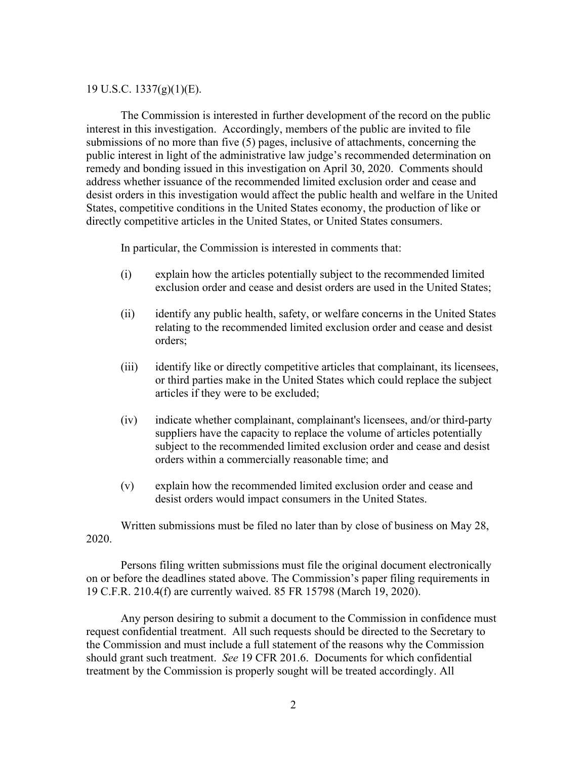19 U.S.C. 1337(g)(1)(E).

The Commission is interested in further development of the record on the public interest in this investigation. Accordingly, members of the public are invited to file submissions of no more than five (5) pages, inclusive of attachments, concerning the public interest in light of the administrative law judge's recommended determination on remedy and bonding issued in this investigation on April 30, 2020. Comments should address whether issuance of the recommended limited exclusion order and cease and desist orders in this investigation would affect the public health and welfare in the United States, competitive conditions in the United States economy, the production of like or directly competitive articles in the United States, or United States consumers.

In particular, the Commission is interested in comments that:

(i) explain how the articles potentially subject to the recommended limited exclusion order and cease and desist orders are used in the United States;

(ii) identify any public health, safety, or welfare concerns in the United States relating to the recommended limited exclusion order and cease and desist orders;

(iii) identify like or directly competitive articles that complainant, its licensees, or third parties make in the United States which could replace the subject articles if they were to be excluded;

(iv) indicate whether complainant, complainant's licensees, and/or third-party suppliers have the capacity to replace the volume of articles potentially subject to the recommended limited exclusion order and cease and desist orders within a commercially reasonable time; and

(v) explain how the recommended limited exclusion order and cease and desist orders would impact consumers in the United States.

Written submissions must be filed no later than by close of business on May 28, 2020.

Persons filing written submissions must file the original document electronically on or before the deadlines stated above. The Commission's paper filing requirements in 19 C.F.R. 210.4(f) are currently waived. 85 FR 15798 (March 19, 2020).

Any person desiring to submit a document to the Commission in confidence must request confidential treatment. All such requests should be directed to the Secretary to the Commission and must include a full statement of the reasons why the Commission should grant such treatment. *See* 19 CFR 201.6. Documents for which confidential treatment by the Commission is properly sought will be treated accordingly. All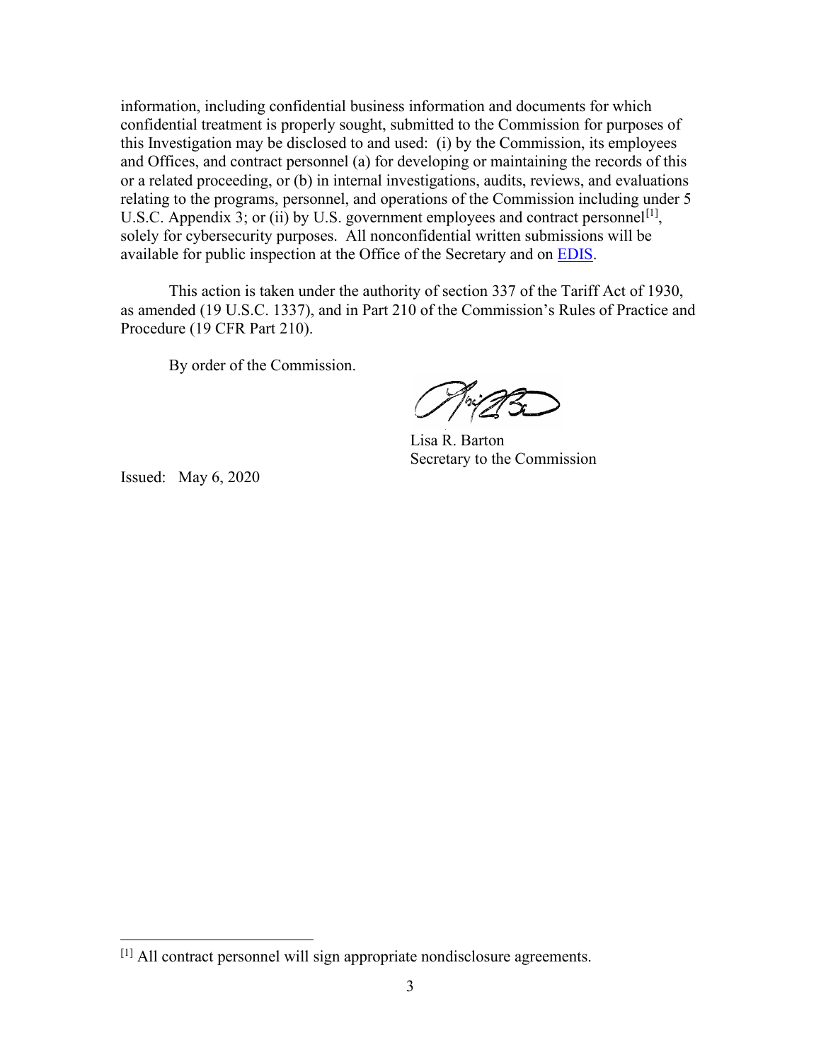information, including confidential business information and documents for which confidential treatment is properly sought, submitted to the Commission for purposes of this Investigation may be disclosed to and used: (i) by the Commission, its employees and Offices, and contract personnel (a) for developing or maintaining the records of this or a related proceeding, or (b) in internal investigations, audits, reviews, and evaluations relating to the programs, personnel, and operations of the Commission including under 5 U.S.C. Appendix 3; or (ii) by U.S. government employees and contract personnel[1], solely for cybersecurity purposes. All nonconfidential written submissions will be available for public inspection at the Office of the Secretary and on EDIS.

This action is taken under the authority of section 337 of the Tariff Act of 1930, as amended (19 U.S.C. 1337), and in Part 210 of the Commission's Rules of Practice and Procedure (19 CFR Part 210).

By order of the Commission.

Lisa R. Barton
Secretary to the Commission

Issued: May 6, 2020

[1] All contract personnel will sign appropriate nondisclosure agreements.